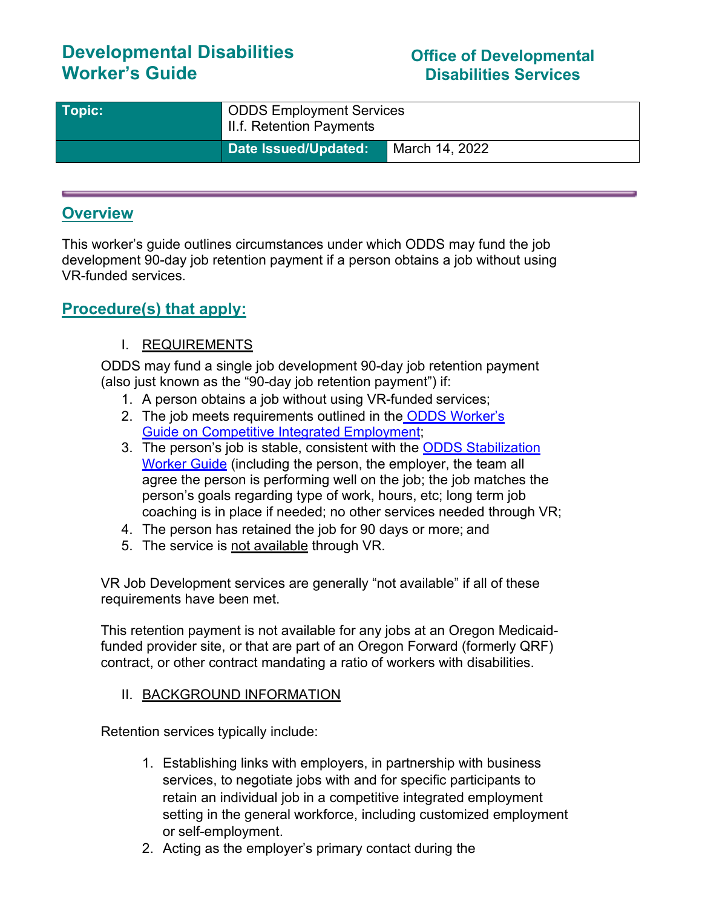# Developmental Disabilities Worker's Guide

## Office of Developmental Disabilities Services

| Topic: | ODDS Employment Services<br>II.f. Retention Payments | |
|---|---|---|
| | **Date Issued/Updated:** | March 14, 2022 |

## Overview

This worker's guide outlines circumstances under which ODDS may fund the job development 90-day job retention payment if a person obtains a job without using VR-funded services.

## Procedure(s) that apply:

### I. REQUIREMENTS

ODDS may fund a single job development 90-day job retention payment (also just known as the "90-day job retention payment") if:

1. A person obtains a job without using VR-funded services;
2. The job meets requirements outlined in the ODDS Worker's Guide on Competitive Integrated Employment;
3. The person's job is stable, consistent with the ODDS Stabilization Worker Guide (including the person, the employer, the team all agree the person is performing well on the job; the job matches the person's goals regarding type of work, hours, etc; long term job coaching is in place if needed; no other services needed through VR;
4. The person has retained the job for 90 days or more; and
5. The service is not available through VR.

VR Job Development services are generally "not available" if all of these requirements have been met.

This retention payment is not available for any jobs at an Oregon Medicaid-funded provider site, or that are part of an Oregon Forward (formerly QRF) contract, or other contract mandating a ratio of workers with disabilities.

### II. BACKGROUND INFORMATION

Retention services typically include:

1. Establishing links with employers, in partnership with business services, to negotiate jobs with and for specific participants to retain an individual job in a competitive integrated employment setting in the general workforce, including customized employment or self-employment.
2. Acting as the employer's primary contact during the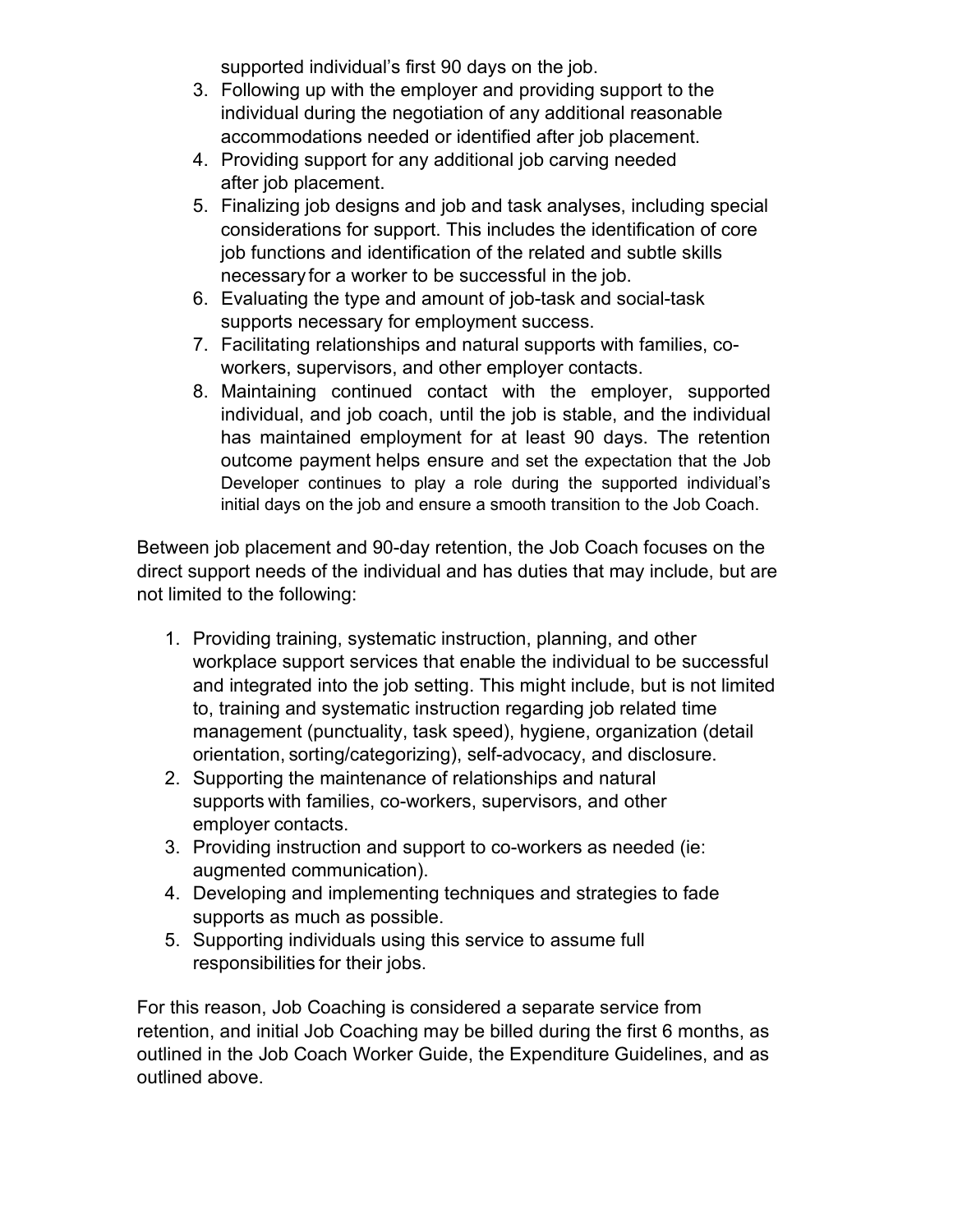supported individual's first 90 days on the job.

3. Following up with the employer and providing support to the individual during the negotiation of any additional reasonable accommodations needed or identified after job placement.
4. Providing support for any additional job carving needed after job placement.
5. Finalizing job designs and job and task analyses, including special considerations for support. This includes the identification of core job functions and identification of the related and subtle skills necessary for a worker to be successful in the job.
6. Evaluating the type and amount of job-task and social-task supports necessary for employment success.
7. Facilitating relationships and natural supports with families, co-workers, supervisors, and other employer contacts.
8. Maintaining continued contact with the employer, supported individual, and job coach, until the job is stable, and the individual has maintained employment for at least 90 days. The retention outcome payment helps ensure and set the expectation that the Job Developer continues to play a role during the supported individual's initial days on the job and ensure a smooth transition to the Job Coach.

Between job placement and 90-day retention, the Job Coach focuses on the direct support needs of the individual and has duties that may include, but are not limited to the following:

1. Providing training, systematic instruction, planning, and other workplace support services that enable the individual to be successful and integrated into the job setting. This might include, but is not limited to, training and systematic instruction regarding job related time management (punctuality, task speed), hygiene, organization (detail orientation, sorting/categorizing), self-advocacy, and disclosure.
2. Supporting the maintenance of relationships and natural supports with families, co-workers, supervisors, and other employer contacts.
3. Providing instruction and support to co-workers as needed (ie: augmented communication).
4. Developing and implementing techniques and strategies to fade supports as much as possible.
5. Supporting individuals using this service to assume full responsibilities for their jobs.

For this reason, Job Coaching is considered a separate service from retention, and initial Job Coaching may be billed during the first 6 months, as outlined in the Job Coach Worker Guide, the Expenditure Guidelines, and as outlined above.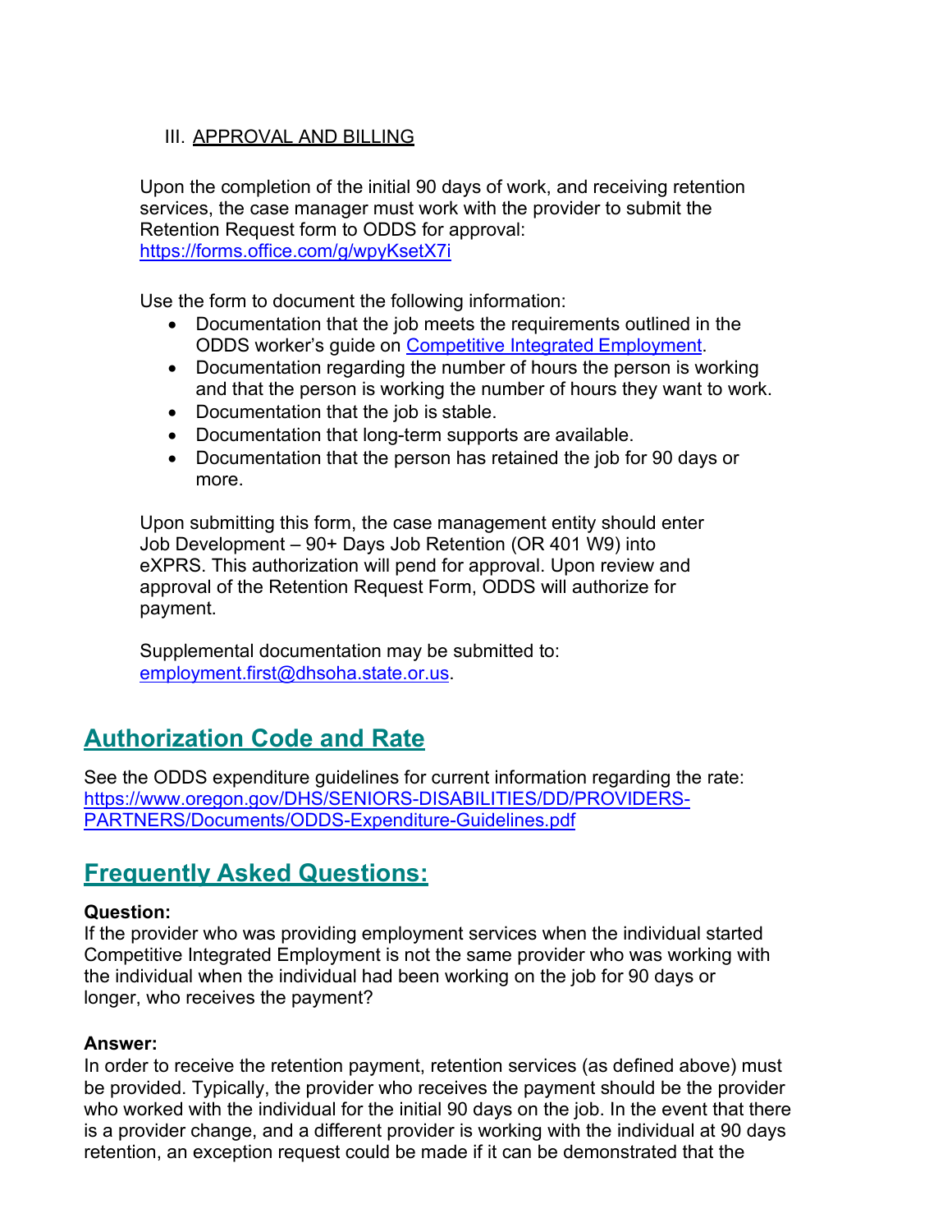III. APPROVAL AND BILLING

Upon the completion of the initial 90 days of work, and receiving retention services, the case manager must work with the provider to submit the Retention Request form to ODDS for approval: https://forms.office.com/g/wpyKsetX7i

Use the form to document the following information:

- Documentation that the job meets the requirements outlined in the ODDS worker's guide on Competitive Integrated Employment.
- Documentation regarding the number of hours the person is working and that the person is working the number of hours they want to work.
- Documentation that the job is stable.
- Documentation that long-term supports are available.
- Documentation that the person has retained the job for 90 days or more.

Upon submitting this form, the case management entity should enter Job Development – 90+ Days Job Retention (OR 401 W9) into eXPRS. This authorization will pend for approval. Upon review and approval of the Retention Request Form, ODDS will authorize for payment.

Supplemental documentation may be submitted to: employment.first@dhsoha.state.or.us.

## Authorization Code and Rate

See the ODDS expenditure guidelines for current information regarding the rate: https://www.oregon.gov/DHS/SENIORS-DISABILITIES/DD/PROVIDERS-PARTNERS/Documents/ODDS-Expenditure-Guidelines.pdf

## Frequently Asked Questions:

**Question:**
If the provider who was providing employment services when the individual started Competitive Integrated Employment is not the same provider who was working with the individual when the individual had been working on the job for 90 days or longer, who receives the payment?

**Answer:**
In order to receive the retention payment, retention services (as defined above) must be provided. Typically, the provider who receives the payment should be the provider who worked with the individual for the initial 90 days on the job. In the event that there is a provider change, and a different provider is working with the individual at 90 days retention, an exception request could be made if it can be demonstrated that the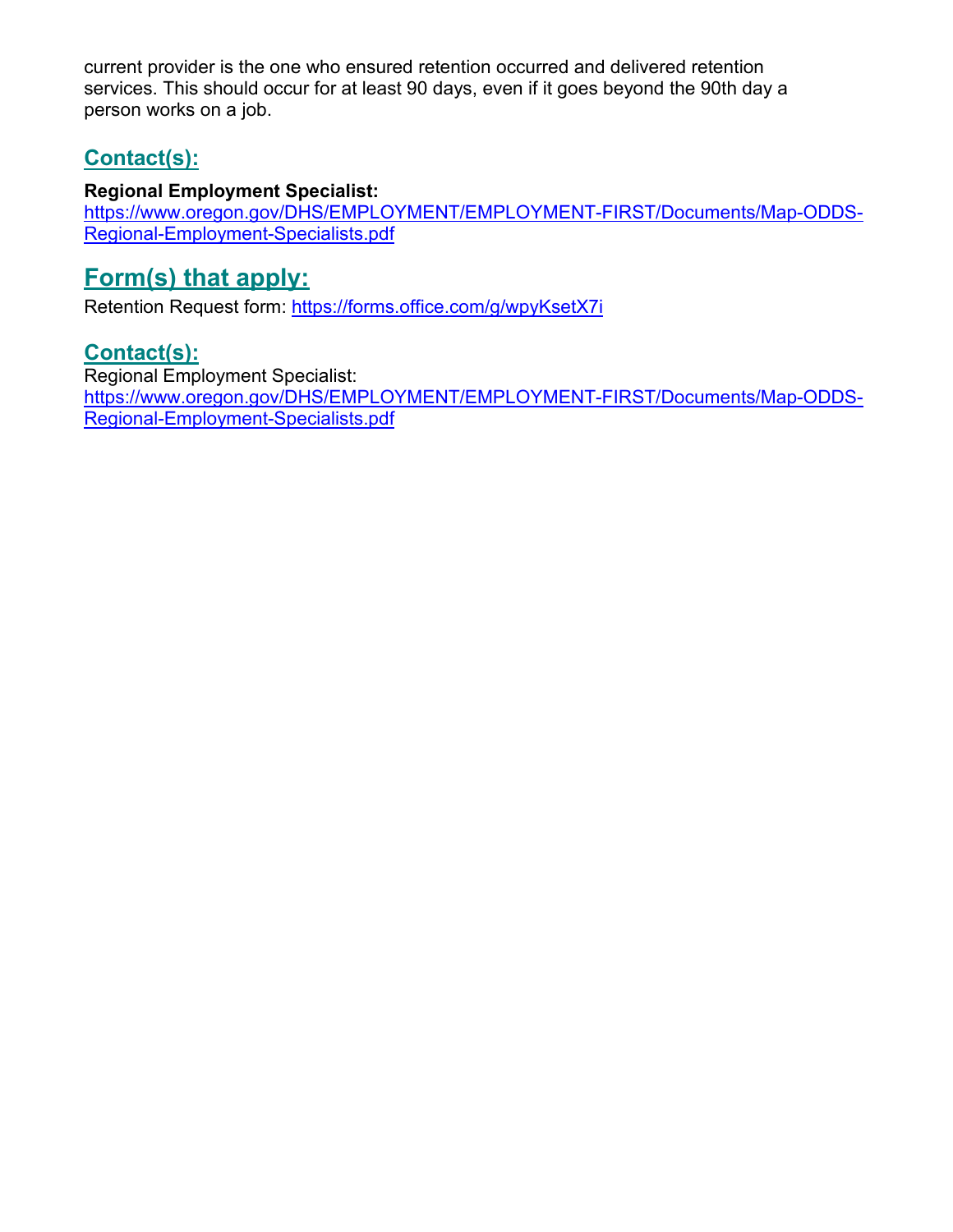current provider is the one who ensured retention occurred and delivered retention services. This should occur for at least 90 days, even if it goes beyond the 90th day a person works on a job.

## Contact(s):

**Regional Employment Specialist:**
https://www.oregon.gov/DHS/EMPLOYMENT/EMPLOYMENT-FIRST/Documents/Map-ODDS-Regional-Employment-Specialists.pdf

## Form(s) that apply:

Retention Request form: https://forms.office.com/g/wpyKsetX7i

## Contact(s):

Regional Employment Specialist:
https://www.oregon.gov/DHS/EMPLOYMENT/EMPLOYMENT-FIRST/Documents/Map-ODDS-Regional-Employment-Specialists.pdf